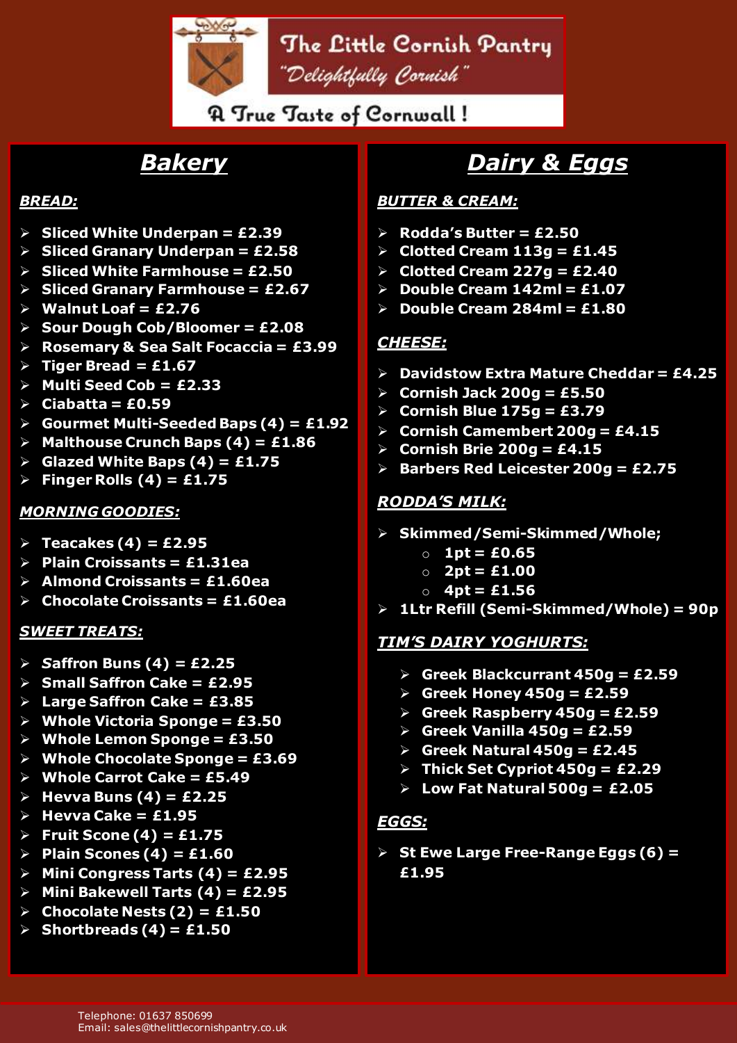# The Little Cornish Pantry

*"Delightfully Cornish"*

A True Taste of Cornwall !

## Bakery

### BREAD:

- Sliced White Underpan = £2.39
- Sliced Granary Underpan = £2.58
- Sliced White Farmhouse = £2.50
- Sliced Granary Farmhouse = £2.67
- Walnut Loaf = £2.76
- Sour Dough Cob/Bloomer = £2.08
- Rosemary & Sea Salt Focaccia = £3.99
- Tiger Bread = £1.67
- Multi Seed Cob = £2.33
- Ciabatta = £0.59
- Gourmet Multi-Seeded Baps (4) = £1.92
- Malthouse Crunch Baps (4) = £1.86
- Glazed White Baps (4) = £1.75
- Finger Rolls (4) = £1.75

### MORNING GOODIES:

- Teacakes (4) = £2.95
- Plain Croissants = £1.31ea
- Almond Croissants = £1.60ea
- Chocolate Croissants = £1.60ea

### SWEET TREATS:

- Saffron Buns (4) = £2.25
- Small Saffron Cake = £2.95
- Large Saffron Cake = £3.85
- Whole Victoria Sponge = £3.50
- Whole Lemon Sponge = £3.50
- Whole Chocolate Sponge = £3.69
- Whole Carrot Cake = £5.49
- Hevva Buns (4) = £2.25
- Hevva Cake = £1.95
- Fruit Scone (4) = £1.75
- Plain Scones (4) = £1.60
- Mini Congress Tarts (4) = £2.95
- Mini Bakewell Tarts (4) = £2.95
- Chocolate Nests (2) = £1.50
- Shortbreads (4) = £1.50

## Dairy & Eggs

### BUTTER & CREAM:

- Rodda's Butter = £2.50
- Clotted Cream 113g = £1.45
- Clotted Cream 227g = £2.40
- Double Cream 142ml = £1.07
- Double Cream 284ml = £1.80

### CHEESE:

- Davidstow Extra Mature Cheddar = £4.25
- Cornish Jack 200g = £5.50
- Cornish Blue 175g = £3.79
- Cornish Camembert 200g = £4.15
- Cornish Brie 200g = £4.15
- Barbers Red Leicester 200g = £2.75

### RODDA'S MILK:

- Skimmed/Semi-Skimmed/Whole;
  - 1pt = £0.65
  - 2pt = £1.00
  - 4pt = £1.56
- 1Ltr Refill (Semi-Skimmed/Whole) = 90p

### TIM'S DAIRY YOGHURTS:

- Greek Blackcurrant 450g = £2.59
- Greek Honey 450g = £2.59
- Greek Raspberry 450g = £2.59
- Greek Vanilla 450g = £2.59
- Greek Natural 450g = £2.45
- Thick Set Cypriot 450g = £2.29
- Low Fat Natural 500g = £2.05

### EGGS:

- St Ewe Large Free-Range Eggs (6) = £1.95

Telephone: 01637 850699
Email: sales@thelittlecornishpantry.co.uk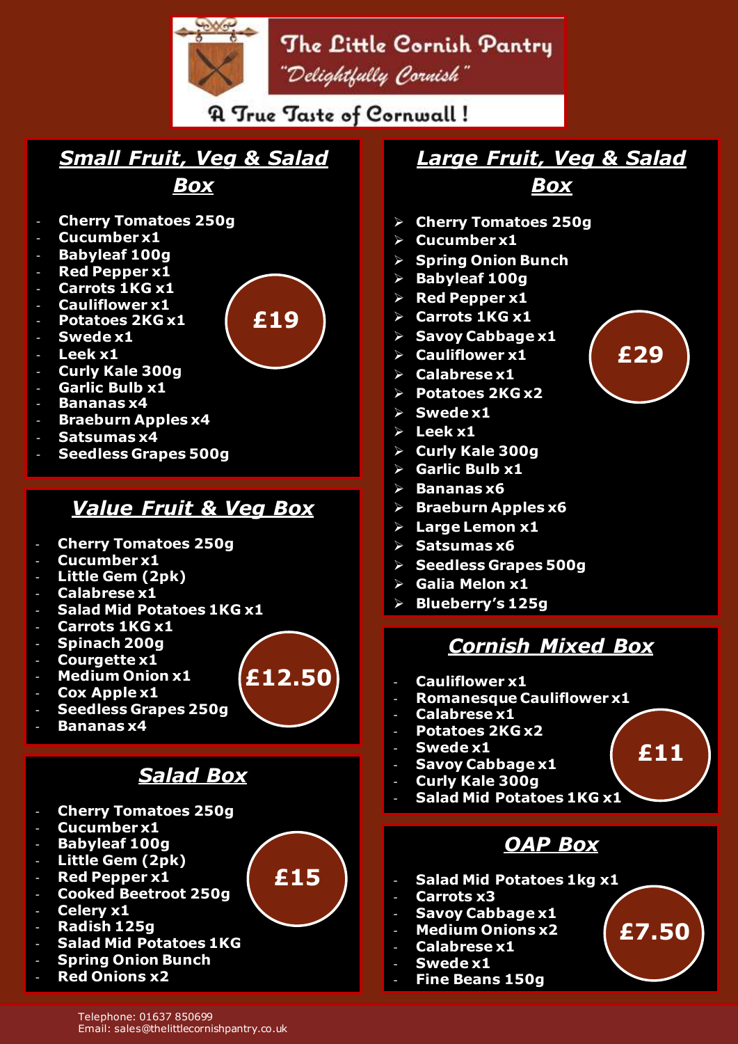# The Little Cornish Pantry

*"Delightfully Cornish"*

A True Taste of Cornwall !

## Small Fruit, Veg & Salad Box

- Cherry Tomatoes 250g
- Cucumber x1
- Babyleaf 100g
- Red Pepper x1
- Carrots 1KG x1
- Cauliflower x1
- Potatoes 2KG x1
- Swede x1
- Leek x1
- Curly Kale 300g
- Garlic Bulb x1
- Bananas x4
- Braeburn Apples x4
- Satsumas x4
- Seedless Grapes 500g

**£19**

## Value Fruit & Veg Box

- Cherry Tomatoes 250g
- Cucumber x1
- Little Gem (2pk)
- Calabrese x1
- Salad Mid Potatoes 1KG x1
- Carrots 1KG x1
- Spinach 200g
- Courgette x1
- Medium Onion x1
- Cox Apple x1
- Seedless Grapes 250g
- Bananas x4

**£12.50**

## Salad Box

- Cherry Tomatoes 250g
- Cucumber x1
- Babyleaf 100g
- Little Gem (2pk)
- Red Pepper x1
- Cooked Beetroot 250g
- Celery x1
- Radish 125g
- Salad Mid Potatoes 1KG
- Spring Onion Bunch
- Red Onions x2

**£15**

## Large Fruit, Veg & Salad Box

- Cherry Tomatoes 250g
- Cucumber x1
- Spring Onion Bunch
- Babyleaf 100g
- Red Pepper x1
- Carrots 1KG x1
- Savoy Cabbage x1
- Cauliflower x1
- Calabrese x1
- Potatoes 2KG x2
- Swede x1
- Leek x1
- Curly Kale 300g
- Garlic Bulb x1
- Bananas x6
- Braeburn Apples x6
- Large Lemon x1
- Satsumas x6
- Seedless Grapes 500g
- Galia Melon x1
- Blueberry's 125g

**£29**

## Cornish Mixed Box

- Cauliflower x1
- Romanesque Cauliflower x1
- Calabrese x1
- Potatoes 2KG x2
- Swede x1
- Savoy Cabbage x1
- Curly Kale 300g
- Salad Mid Potatoes 1KG x1

**£11**

## OAP Box

- Salad Mid Potatoes 1kg x1
- Carrots x3
- Savoy Cabbage x1
- Medium Onions x2
- Calabrese x1
- Swede x1
- Fine Beans 150g

**£7.50**

Telephone: 01637 850699
Email: sales@thelittlecornishpantry.co.uk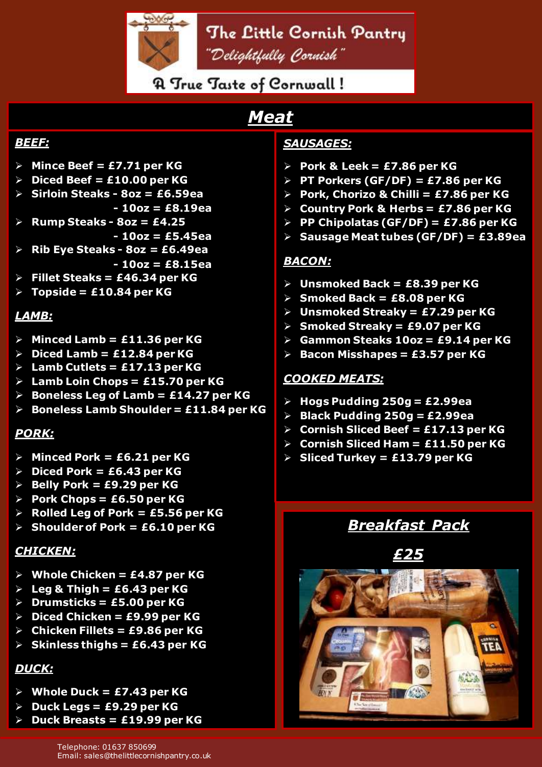# The Little Cornish Pantry

*"Delightfully Cornish"*

A True Taste of Cornwall!

## Meat

### BEEF:

- **Mince Beef = £7.71 per KG**
- **Diced Beef = £10.00 per KG**
- **Sirloin Steaks - 8oz = £6.59ea**
  - **10oz = £8.19ea**
- **Rump Steaks - 8oz = £4.25**
  - **10oz = £5.45ea**
- **Rib Eye Steaks - 8oz = £6.49ea**
  - **10oz = £8.15ea**
- **Fillet Steaks = £46.34 per KG**
- **Topside = £10.84 per KG**

### LAMB:

- **Minced Lamb = £11.36 per KG**
- **Diced Lamb = £12.84 per KG**
- **Lamb Cutlets = £17.13 per KG**
- **Lamb Loin Chops = £15.70 per KG**
- **Boneless Leg of Lamb = £14.27 per KG**
- **Boneless Lamb Shoulder = £11.84 per KG**

### PORK:

- **Minced Pork = £6.21 per KG**
- **Diced Pork = £6.43 per KG**
- **Belly Pork = £9.29 per KG**
- **Pork Chops = £6.50 per KG**
- **Rolled Leg of Pork = £5.56 per KG**
- **Shoulder of Pork = £6.10 per KG**

### CHICKEN:

- **Whole Chicken = £4.87 per KG**
- **Leg & Thigh = £6.43 per KG**
- **Drumsticks = £5.00 per KG**
- **Diced Chicken = £9.99 per KG**
- **Chicken Fillets = £9.86 per KG**
- **Skinless thighs = £6.43 per KG**

### DUCK:

- **Whole Duck = £7.43 per KG**
- **Duck Legs = £9.29 per KG**
- **Duck Breasts = £19.99 per KG**

### SAUSAGES:

- **Pork & Leek = £7.86 per KG**
- **PT Porkers (GF/DF) = £7.86 per KG**
- **Pork, Chorizo & Chilli = £7.86 per KG**
- **Country Pork & Herbs = £7.86 per KG**
- **PP Chipolatas (GF/DF) = £7.86 per KG**
- **Sausage Meat tubes (GF/DF) = £3.89ea**

### BACON:

- **Unsmoked Back = £8.39 per KG**
- **Smoked Back = £8.08 per KG**
- **Unsmoked Streaky = £7.29 per KG**
- **Smoked Streaky = £9.07 per KG**
- **Gammon Steaks 10oz = £9.14 per KG**
- **Bacon Misshapes = £3.57 per KG**

### COOKED MEATS:

- **Hogs Pudding 250g = £2.99ea**
- **Black Pudding 250g = £2.99ea**
- **Cornish Sliced Beef = £17.13 per KG**
- **Cornish Sliced Ham = £11.50 per KG**
- **Sliced Turkey = £13.79 per KG**

## Breakfast Pack

**£25**

Telephone: 01637 850699
Email: sales@thelittlecornishpantry.co.uk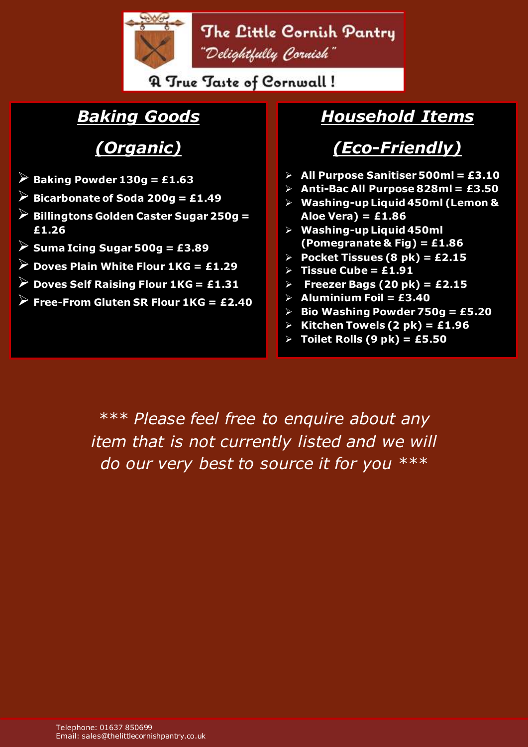The Little Cornish Pantry

"Delightfully Cornish"

A True Taste of Cornwall !

## Baking Goods

## (Organic)

- **Baking Powder 130g = £1.63**
- **Bicarbonate of Soda 200g = £1.49**
- **Billingtons Golden Caster Sugar 250g = £1.26**
- **Suma Icing Sugar 500g = £3.89**
- **Doves Plain White Flour 1KG = £1.29**
- **Doves Self Raising Flour 1KG = £1.31**
- **Free-From Gluten SR Flour 1KG = £2.40**

## Household Items

## (Eco-Friendly)

- **All Purpose Sanitiser 500ml = £3.10**
- **Anti-Bac All Purpose 828ml = £3.50**
- **Washing-up Liquid 450ml (Lemon & Aloe Vera) = £1.86**
- **Washing-up Liquid 450ml (Pomegranate & Fig) = £1.86**
- **Pocket Tissues (8 pk) = £2.15**
- **Tissue Cube = £1.91**
- **Freezer Bags (20 pk) = £2.15**
- **Aluminium Foil = £3.40**
- **Bio Washing Powder 750g = £5.20**
- **Kitchen Towels (2 pk) = £1.96**
- **Toilet Rolls (9 pk) = £5.50**

*\*\*\* Please feel free to enquire about any item that is not currently listed and we will do our very best to source it for you \*\*\**

Telephone: 01637 850699
Email: sales@thelittlecornishpantry.co.uk